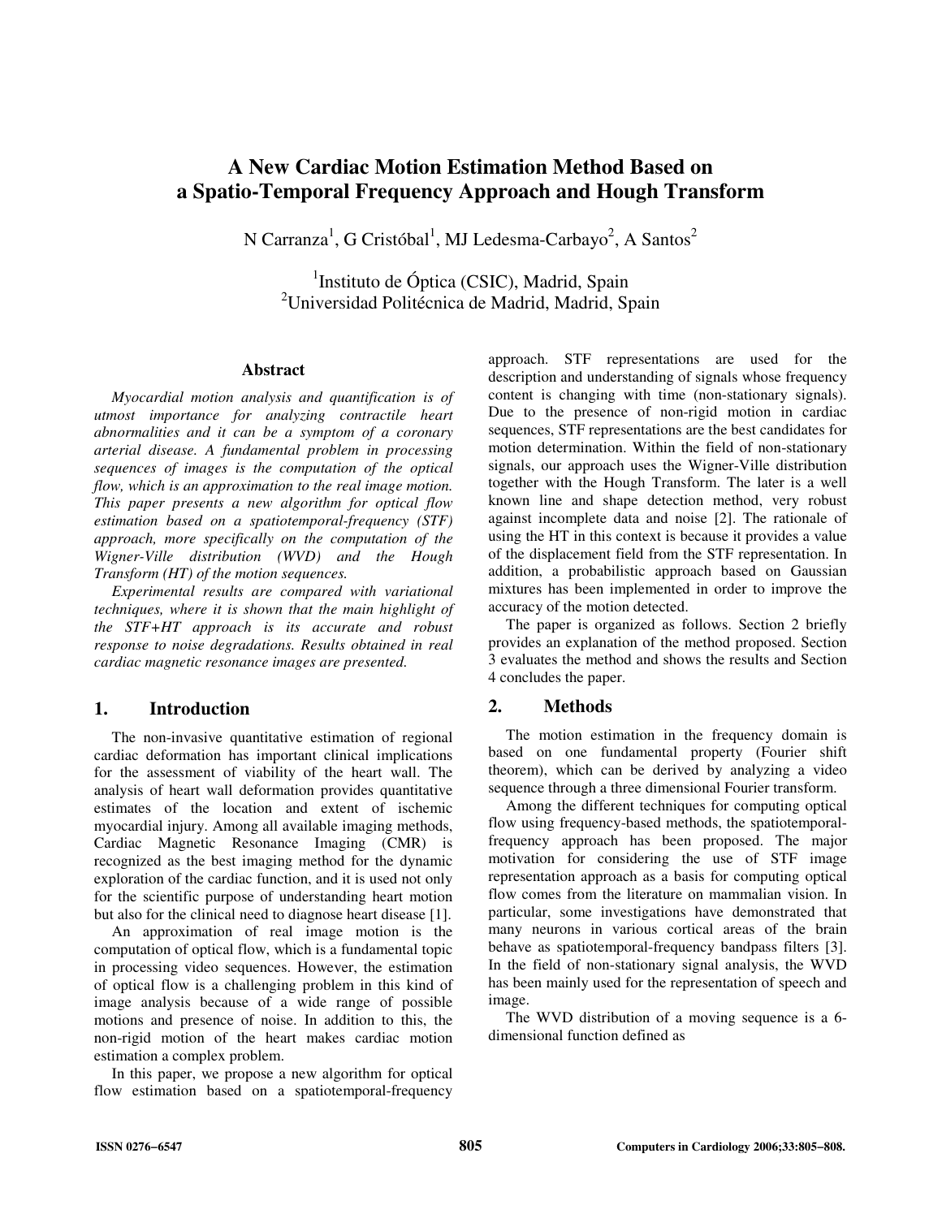# A New Cardiac Motion Estimation Method Based on a Spatio-Temporal Frequency Approach and Hough Transform

N Carranza[1], G Cristóbal[1], MJ Ledesma-Carbayo[2], A Santos[2]

[1]Instituto de Óptica (CSIC), Madrid, Spain
[2]Universidad Politécnica de Madrid, Madrid, Spain

### Abstract

*Myocardial motion analysis and quantification is of utmost importance for analyzing contractile heart abnormalities and it can be a symptom of a coronary arterial disease. A fundamental problem in processing sequences of images is the computation of the optical flow, which is an approximation to the real image motion. This paper presents a new algorithm for optical flow estimation based on a spatiotemporal-frequency (STF) approach, more specifically on the computation of the Wigner-Ville distribution (WVD) and the Hough Transform (HT) of the motion sequences.*

*Experimental results are compared with variational techniques, where it is shown that the main highlight of the STF+HT approach is its accurate and robust response to noise degradations. Results obtained in real cardiac magnetic resonance images are presented.*

## 1. Introduction

The non-invasive quantitative estimation of regional cardiac deformation has important clinical implications for the assessment of viability of the heart wall. The analysis of heart wall deformation provides quantitative estimates of the location and extent of ischemic myocardial injury. Among all available imaging methods, Cardiac Magnetic Resonance Imaging (CMR) is recognized as the best imaging method for the dynamic exploration of the cardiac function, and it is used not only for the scientific purpose of understanding heart motion but also for the clinical need to diagnose heart disease [1].

An approximation of real image motion is the computation of optical flow, which is a fundamental topic in processing video sequences. However, the estimation of optical flow is a challenging problem in this kind of image analysis because of a wide range of possible motions and presence of noise. In addition to this, the non-rigid motion of the heart makes cardiac motion estimation a complex problem.

In this paper, we propose a new algorithm for optical flow estimation based on a spatiotemporal-frequency approach. STF representations are used for the description and understanding of signals whose frequency content is changing with time (non-stationary signals). Due to the presence of non-rigid motion in cardiac sequences, STF representations are the best candidates for motion determination. Within the field of non-stationary signals, our approach uses the Wigner-Ville distribution together with the Hough Transform. The later is a well known line and shape detection method, very robust against incomplete data and noise [2]. The rationale of using the HT in this context is because it provides a value of the displacement field from the STF representation. In addition, a probabilistic approach based on Gaussian mixtures has been implemented in order to improve the accuracy of the motion detected.

The paper is organized as follows. Section 2 briefly provides an explanation of the method proposed. Section 3 evaluates the method and shows the results and Section 4 concludes the paper.

## 2. Methods

The motion estimation in the frequency domain is based on one fundamental property (Fourier shift theorem), which can be derived by analyzing a video sequence through a three dimensional Fourier transform.

Among the different techniques for computing optical flow using frequency-based methods, the spatiotemporal-frequency approach has been proposed. The major motivation for considering the use of STF image representation approach as a basis for computing optical flow comes from the literature on mammalian vision. In particular, some investigations have demonstrated that many neurons in various cortical areas of the brain behave as spatiotemporal-frequency bandpass filters [3]. In the field of non-stationary signal analysis, the WVD has been mainly used for the representation of speech and image.

The WVD distribution of a moving sequence is a 6-dimensional function defined as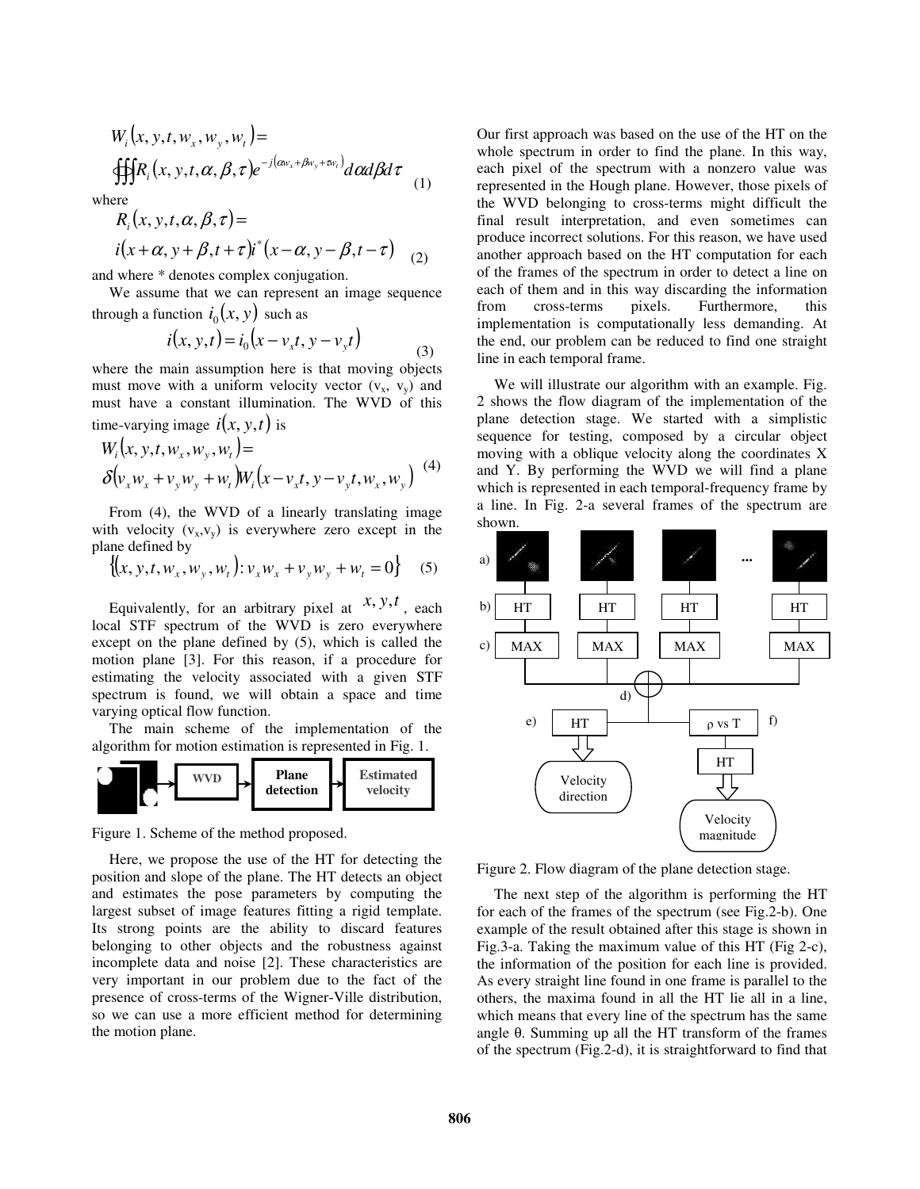$$W_i(x, y, t, w_x, w_y, w_t) = \iiint R_i(x, y, t, \alpha, \beta, \tau) e^{-j(\alpha w_x + \beta w_y + \tau w_t)} d\alpha d\beta d\tau \quad (1)$$

where

$$R_i(x, y, t, \alpha, \beta, \tau) = i(x + \alpha, y + \beta, t + \tau) i^*(x - \alpha, y - \beta, t - \tau) \quad (2)$$

and where * denotes complex conjugation.

We assume that we can represent an image sequence through a function $i_0(x, y)$ such as

$$i(x, y, t) = i_0(x - v_x t, y - v_y t) \quad (3)$$

where the main assumption here is that moving objects must move with a uniform velocity vector ($v_x$, $v_y$) and must have a constant illumination. The WVD of this time-varying image $i(x, y, t)$ is

$$W_i(x, y, t, w_x, w_y, w_t) = \delta(v_x w_x + v_y w_y + w_t) W_i(x - v_x t, y - v_y t, w_x, w_y) \quad (4)$$

From (4), the WVD of a linearly translating image with velocity ($v_x$,$v_y$) is everywhere zero except in the plane defined by

$$\{(x, y, t, w_x, w_y, w_t) : v_x w_x + v_y w_y + w_t = 0\} \quad (5)$$

Equivalently, for an arbitrary pixel at $x, y, t$, each local STF spectrum of the WVD is zero everywhere except on the plane defined by (5), which is called the motion plane [3]. For this reason, if a procedure for estimating the velocity associated with a given STF spectrum is found, we will obtain a space and time varying optical flow function.

The main scheme of the implementation of the algorithm for motion estimation is represented in Fig. 1.

Figure 1. Scheme of the method proposed.

Here, we propose the use of the HT for detecting the position and slope of the plane. The HT detects an object and estimates the pose parameters by computing the largest subset of image features fitting a rigid template. Its strong points are the ability to discard features belonging to other objects and the robustness against incomplete data and noise [2]. These characteristics are very important in our problem due to the fact of the presence of cross-terms of the Wigner-Ville distribution, so we can use a more efficient method for determining the motion plane.

Our first approach was based on the use of the HT on the whole spectrum in order to find the plane. In this way, each pixel of the spectrum with a nonzero value was represented in the Hough plane. However, those pixels of the WVD belonging to cross-terms might difficult the final result interpretation, and even sometimes can produce incorrect solutions. For this reason, we have used another approach based on the HT computation for each of the frames of the spectrum in order to detect a line on each of them and in this way discarding the information from cross-terms pixels. Furthermore, this implementation is computationally less demanding. At the end, our problem can be reduced to find one straight line in each temporal frame.

We will illustrate our algorithm with an example. Fig. 2 shows the flow diagram of the implementation of the plane detection stage. We started with a simplistic sequence for testing, composed by a circular object moving with a oblique velocity along the coordinates X and Y. By performing the WVD we will find a plane which is represented in each temporal-frequency frame by a line. In Fig. 2-a several frames of the spectrum are shown.

Figure 2. Flow diagram of the plane detection stage.

The next step of the algorithm is performing the HT for each of the frames of the spectrum (see Fig.2-b). One example of the result obtained after this stage is shown in Fig.3-a. Taking the maximum value of this HT (Fig 2-c), the information of the position for each line is provided. As every straight line found in one frame is parallel to the others, the maxima found in all the HT lie all in a line, which means that every line of the spectrum has the same angle θ. Summing up all the HT transform of the frames of the spectrum (Fig.2-d), it is straightforward to find that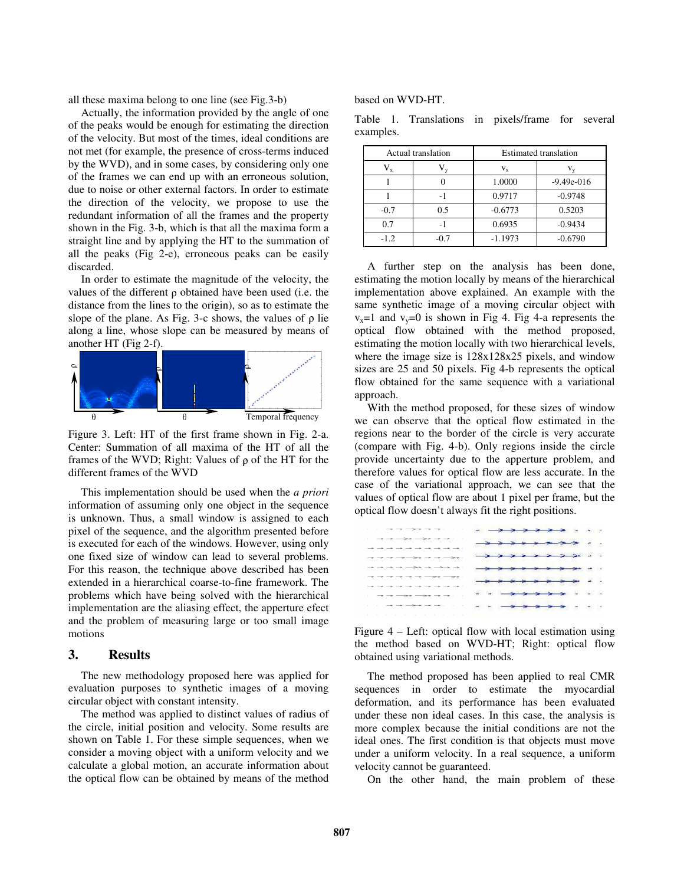all these maxima belong to one line (see Fig.3-b)

Actually, the information provided by the angle of one of the peaks would be enough for estimating the direction of the velocity. But most of the times, ideal conditions are not met (for example, the presence of cross-terms induced by the WVD), and in some cases, by considering only one of the frames we can end up with an erroneous solution, due to noise or other external factors. In order to estimate the direction of the velocity, we propose to use the redundant information of all the frames and the property shown in the Fig. 3-b, which is that all the maxima form a straight line and by applying the HT to the summation of all the peaks (Fig 2-e), erroneous peaks can be easily discarded.

In order to estimate the magnitude of the velocity, the values of the different ρ obtained have been used (i.e. the distance from the lines to the origin), so as to estimate the slope of the plane. As Fig. 3-c shows, the values of ρ lie along a line, whose slope can be measured by means of another HT (Fig 2-f).

Figure 3. Left: HT of the first frame shown in Fig. 2-a. Center: Summation of all maxima of the HT of all the frames of the WVD; Right: Values of ρ of the HT for the different frames of the WVD

This implementation should be used when the *a priori* information of assuming only one object in the sequence is unknown. Thus, a small window is assigned to each pixel of the sequence, and the algorithm presented before is executed for each of the windows. However, using only one fixed size of window can lead to several problems. For this reason, the technique above described has been extended in a hierarchical coarse-to-fine framework. The problems which have being solved with the hierarchical implementation are the aliasing effect, the apperture efect and the problem of measuring large or too small image motions

## 3. Results

The new methodology proposed here was applied for evaluation purposes to synthetic images of a moving circular object with constant intensity.

The method was applied to distinct values of radius of the circle, initial position and velocity. Some results are shown on Table 1. For these simple sequences, when we consider a moving object with a uniform velocity and we calculate a global motion, an accurate information about the optical flow can be obtained by means of the method based on WVD-HT.

Table 1. Translations in pixels/frame for several examples.

| Actual translation | | Estimated translation | |
|---|---|---|---|
| $V_x$ | $V_y$ | $v_x$ | $v_y$ |
| 1 | 0 | 1.0000 | -9.49e-016 |
| 1 | -1 | 0.9717 | -0.9748 |
| -0.7 | 0.5 | -0.6773 | 0.5203 |
| 0.7 | -1 | 0.6935 | -0.9434 |
| -1.2 | -0.7 | -1.1973 | -0.6790 |

A further step on the analysis has been done, estimating the motion locally by means of the hierarchical implementation above explained. An example with the same synthetic image of a moving circular object with $v_x$=1 and $v_y$=0 is shown in Fig 4. Fig 4-a represents the optical flow obtained with the method proposed, estimating the motion locally with two hierarchical levels, where the image size is 128x128x25 pixels, and window sizes are 25 and 50 pixels. Fig 4-b represents the optical flow obtained for the same sequence with a variational approach.

With the method proposed, for these sizes of window we can observe that the optical flow estimated in the regions near to the border of the circle is very accurate (compare with Fig. 4-b). Only regions inside the circle provide uncertainty due to the apperture problem, and therefore values for optical flow are less accurate. In the case of the variational approach, we can see that the values of optical flow are about 1 pixel per frame, but the optical flow doesn't always fit the right positions.

Figure 4 – Left: optical flow with local estimation using the method based on WVD-HT; Right: optical flow obtained using variational methods.

The method proposed has been applied to real CMR sequences in order to estimate the myocardial deformation, and its performance has been evaluated under these non ideal cases. In this case, the analysis is more complex because the initial conditions are not the ideal ones. The first condition is that objects must move under a uniform velocity. In a real sequence, a uniform velocity cannot be guaranteed.

On the other hand, the main problem of these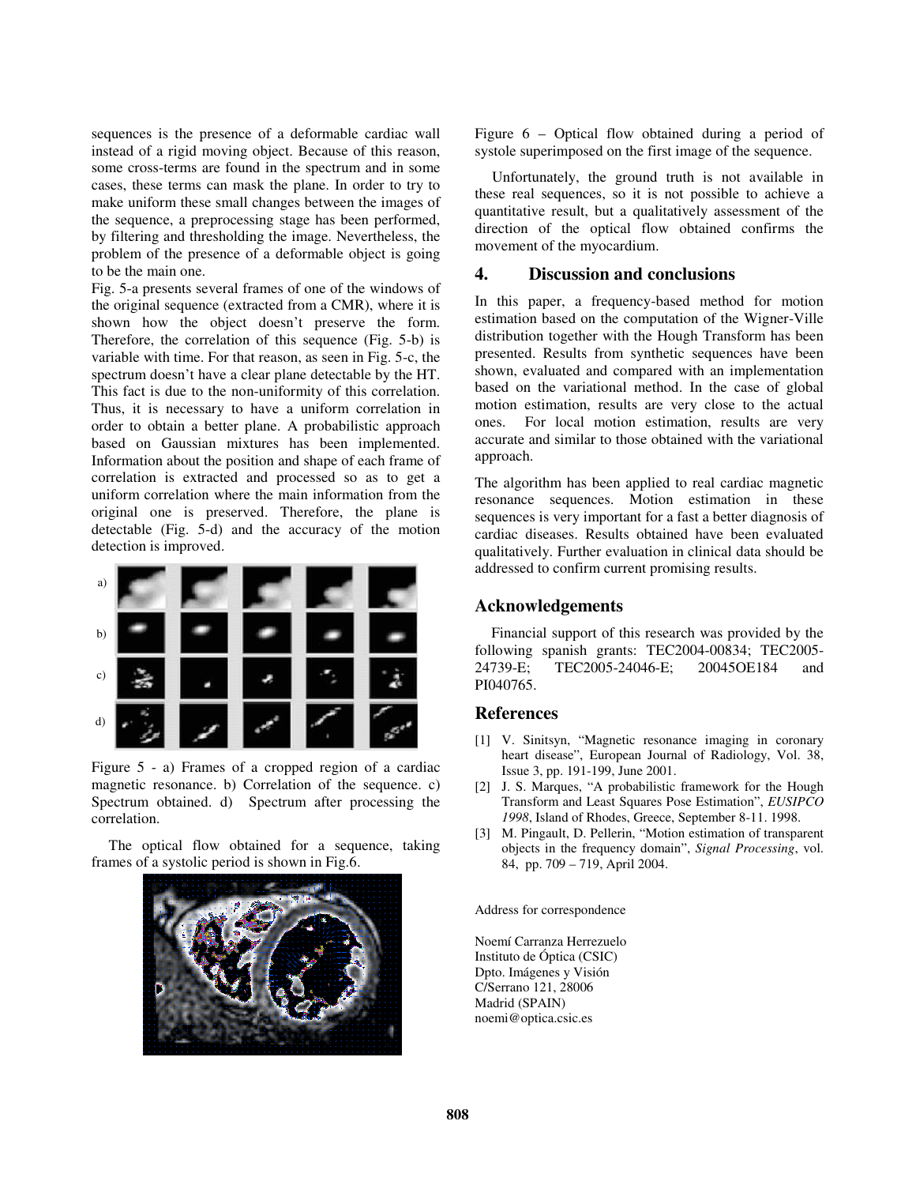sequences is the presence of a deformable cardiac wall instead of a rigid moving object. Because of this reason, some cross-terms are found in the spectrum and in some cases, these terms can mask the plane. In order to try to make uniform these small changes between the images of the sequence, a preprocessing stage has been performed, by filtering and thresholding the image. Nevertheless, the problem of the presence of a deformable object is going to be the main one.

Fig. 5-a presents several frames of one of the windows of the original sequence (extracted from a CMR), where it is shown how the object doesn't preserve the form. Therefore, the correlation of this sequence (Fig. 5-b) is variable with time. For that reason, as seen in Fig. 5-c, the spectrum doesn't have a clear plane detectable by the HT. This fact is due to the non-uniformity of this correlation. Thus, it is necessary to have a uniform correlation in order to obtain a better plane. A probabilistic approach based on Gaussian mixtures has been implemented. Information about the position and shape of each frame of correlation is extracted and processed so as to get a uniform correlation where the main information from the original one is preserved. Therefore, the plane is detectable (Fig. 5-d) and the accuracy of the motion detection is improved.

a)

b)

c)

d)

Figure 5 - a) Frames of a cropped region of a cardiac magnetic resonance. b) Correlation of the sequence. c) Spectrum obtained. d) Spectrum after processing the correlation.

The optical flow obtained for a sequence, taking frames of a systolic period is shown in Fig.6.

Figure 6 – Optical flow obtained during a period of systole superimposed on the first image of the sequence.

Unfortunately, the ground truth is not available in these real sequences, so it is not possible to achieve a quantitative result, but a qualitatively assessment of the direction of the optical flow obtained confirms the movement of the myocardium.

## 4. Discussion and conclusions

In this paper, a frequency-based method for motion estimation based on the computation of the Wigner-Ville distribution together with the Hough Transform has been presented. Results from synthetic sequences have been shown, evaluated and compared with an implementation based on the variational method. In the case of global motion estimation, results are very close to the actual ones. For local motion estimation, results are very accurate and similar to those obtained with the variational approach.

The algorithm has been applied to real cardiac magnetic resonance sequences. Motion estimation in these sequences is very important for a fast a better diagnosis of cardiac diseases. Results obtained have been evaluated qualitatively. Further evaluation in clinical data should be addressed to confirm current promising results.

## Acknowledgements

Financial support of this research was provided by the following spanish grants: TEC2004-00834; TEC2005-24739-E; TEC2005-24046-E; 20045OE184 and PI040765.

## References

[1] V. Sinitsyn, "Magnetic resonance imaging in coronary heart disease", European Journal of Radiology, Vol. 38, Issue 3, pp. 191-199, June 2001.

[2] J. S. Marques, "A probabilistic framework for the Hough Transform and Least Squares Pose Estimation", *EUSIPCO 1998*, Island of Rhodes, Greece, September 8-11. 1998.

[3] M. Pingault, D. Pellerin, "Motion estimation of transparent objects in the frequency domain", *Signal Processing*, vol. 84, pp. 709 – 719, April 2004.

Address for correspondence

Noemí Carranza Herrezuelo
Instituto de Óptica (CSIC)
Dpto. Imágenes y Visión
C/Serrano 121, 28006
Madrid (SPAIN)
noemi@optica.csic.es